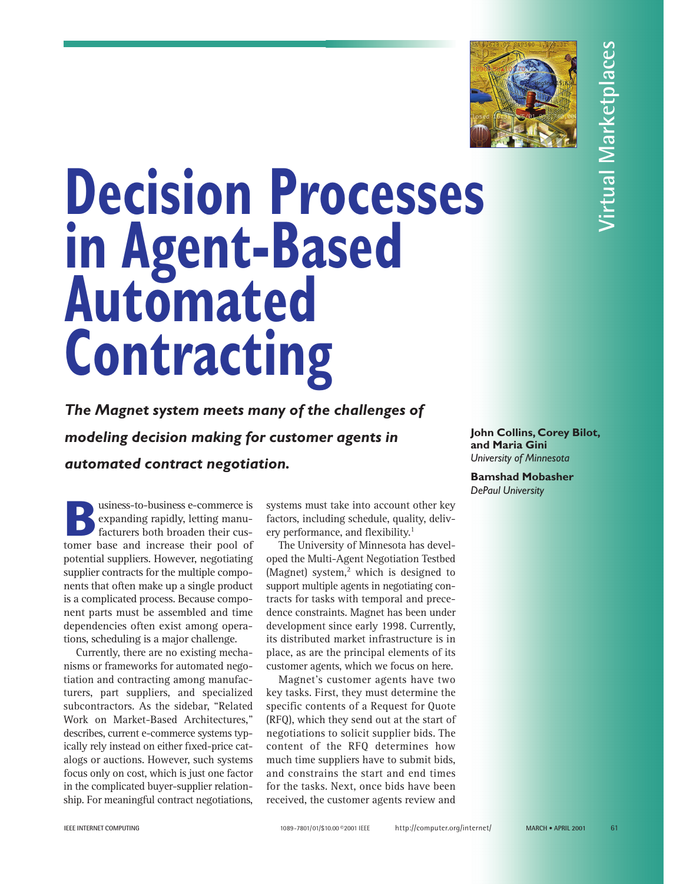# Decision Processes in Agent-Based Automated Contracting

***The Magnet system meets many of the challenges of modeling decision making for customer agents in automated contract negotiation.***

**John Collins, Corey Bilot, and Maria Gini**
*University of Minnesota*

**Bamshad Mobasher**
*DePaul University*

Business-to-business e-commerce is expanding rapidly, letting manufacturers both broaden their customer base and increase their pool of potential suppliers. However, negotiating supplier contracts for the multiple components that often make up a single product is a complicated process. Because component parts must be assembled and time dependencies often exist among operations, scheduling is a major challenge.

Currently, there are no existing mechanisms or frameworks for automated negotiation and contracting among manufacturers, part suppliers, and specialized subcontractors. As the sidebar, "Related Work on Market-Based Architectures," describes, current e-commerce systems typically rely instead on either fixed-price catalogs or auctions. However, such systems focus only on cost, which is just one factor in the complicated buyer-supplier relationship. For meaningful contract negotiations, systems must take into account other key factors, including schedule, quality, delivery performance, and flexibility.[1]

The University of Minnesota has developed the Multi-Agent Negotiation Testbed (Magnet) system,[2] which is designed to support multiple agents in negotiating contracts for tasks with temporal and precedence constraints. Magnet has been under development since early 1998. Currently, its distributed market infrastructure is in place, as are the principal elements of its customer agents, which we focus on here.

Magnet's customer agents have two key tasks. First, they must determine the specific contents of a Request for Quote (RFQ), which they send out at the start of negotiations to solicit supplier bids. The content of the RFQ determines how much time suppliers have to submit bids, and constrains the start and end times for the tasks. Next, once bids have been received, the customer agents review and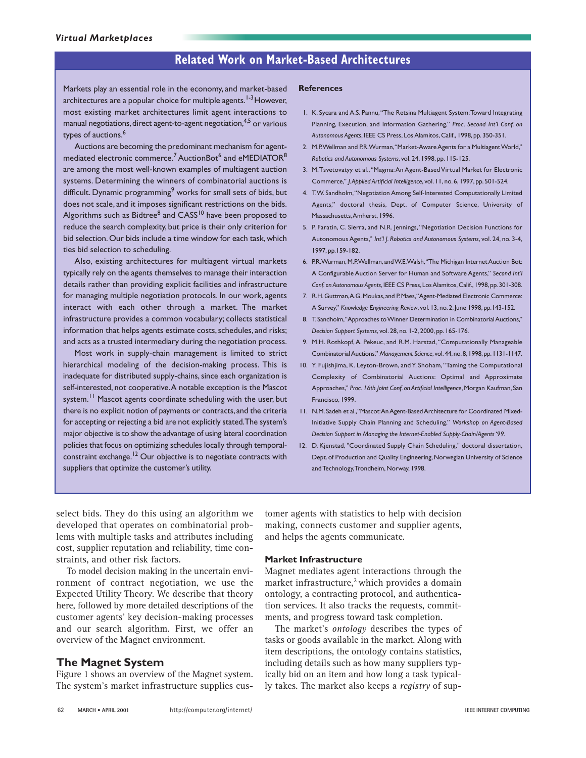## Related Work on Market-Based Architectures

Markets play an essential role in the economy, and market-based architectures are a popular choice for multiple agents.[1-3] However, most existing market architectures limit agent interactions to manual negotiations, direct agent-to-agent negotiation,[4,5] or various types of auctions.[6]

Auctions are becoming the predominant mechanism for agent-mediated electronic commerce.[7] AuctionBot[6] and eMEDIATOR[8] are among the most well-known examples of multiagent auction systems. Determining the winners of combinatorial auctions is difficult. Dynamic programming[9] works for small sets of bids, but does not scale, and it imposes significant restrictions on the bids. Algorithms such as Bidtree[8] and CASS[10] have been proposed to reduce the search complexity, but price is their only criterion for bid selection. Our bids include a time window for each task, which ties bid selection to scheduling.

Also, existing architectures for multiagent virtual markets typically rely on the agents themselves to manage their interaction details rather than providing explicit facilities and infrastructure for managing multiple negotiation protocols. In our work, agents interact with each other through a market. The market infrastructure provides a common vocabulary; collects statistical information that helps agents estimate costs, schedules, and risks; and acts as a trusted intermediary during the negotiation process.

Most work in supply-chain management is limited to strict hierarchical modeling of the decision-making process. This is inadequate for distributed supply-chains, since each organization is self-interested, not cooperative. A notable exception is the Mascot system.[11] Mascot agents coordinate scheduling with the user, but there is no explicit notion of payments or contracts, and the criteria for accepting or rejecting a bid are not explicitly stated. The system's major objective is to show the advantage of using lateral coordination policies that focus on optimizing schedules locally through temporal-constraint exchange.[12] Our objective is to negotiate contracts with suppliers that optimize the customer's utility.

**References**

1. K. Sycara and A.S. Pannu, "The Retsina Multiagent System: Toward Integrating Planning, Execution, and Information Gathering," *Proc. Second Int'l Conf. on Autonomous Agents*, IEEE CS Press, Los Alamitos, Calif., 1998, pp. 350-351.
2. M.P. Wellman and P.R. Wurman, "Market-Aware Agents for a Multiagent World," *Robotics and Autonomous Systems*, vol. 24, 1998, pp. 115-125.
3. M. Tsvetovatyy et al., "Magma: An Agent-Based Virtual Market for Electronic Commerce," *J. Applied Artificial Intelligence*, vol. 11, no. 6, 1997, pp. 501-524.
4. T.W. Sandholm, "Negotiation Among Self-Interested Computationally Limited Agents," doctoral thesis, Dept. of Computer Science, University of Massachusetts, Amherst, 1996.
5. P. Faratin, C. Sierra, and N.R. Jennings, "Negotiation Decision Functions for Autonomous Agents," *Int'l J. Robotics and Autonomous Systems*, vol. 24, no. 3-4, 1997, pp. 159-182.
6. P.R. Wurman, M.P. Wellman, and W.E. Walsh, "The Michigan Internet Auction Bot: A Configurable Auction Server for Human and Software Agents," *Second Int'l Conf. on Autonomous Agents*, IEEE CS Press, Los Alamitos, Calif., 1998, pp. 301-308.
7. R.H. Guttman, A.G. Moukas, and P. Maes, "Agent-Mediated Electronic Commerce: A Survey," *Knowledge Engineering Review*, vol. 13, no. 2, June 1998, pp. 143-152.
8. T. Sandholm, "Approaches to Winner Determination in Combinatorial Auctions," *Decision Support Systems*, vol. 28, no. 1-2, 2000, pp. 165-176.
9. M.H. Rothkopf, A. Pekeuc, and R.M. Harstad, "Computationally Manageable Combinatorial Auctions," *Management Science*, vol. 44, no. 8, 1998, pp. 1131-1147.
10. Y. Fujishjima, K. Leyton-Brown, and Y. Shoham, "Taming the Computational Complexity of Combinatorial Auctions: Optimal and Approximate Approaches," *Proc. 16th Joint Conf. on Artificial Intelligence*, Morgan Kaufman, San Francisco, 1999.
11. N.M. Sadeh et al., "Mascot: An Agent-Based Architecture for Coordinated Mixed-Initiative Supply Chain Planning and Scheduling," *Workshop on Agent-Based Decision Support in Managing the Internet-Enabled Supply-Chain/Agents '99*.
12. D. Kjenstad, "Coordinated Supply Chain Scheduling," doctoral dissertation, Dept. of Production and Quality Engineering, Norwegian University of Science and Technology, Trondheim, Norway, 1998.

---

select bids. They do this using an algorithm we developed that operates on combinatorial problems with multiple tasks and attributes including cost, supplier reputation and reliability, time constraints, and other risk factors.

To model decision making in the uncertain environment of contract negotiation, we use the Expected Utility Theory. We describe that theory here, followed by more detailed descriptions of the customer agents' key decision-making processes and our search algorithm. First, we offer an overview of the Magnet environment.

## The Magnet System

Figure 1 shows an overview of the Magnet system. The system's market infrastructure supplies customer agents with statistics to help with decision making, connects customer and supplier agents, and helps the agents communicate.

### Market Infrastructure

Magnet mediates agent interactions through the market infrastructure,[2] which provides a domain ontology, a contracting protocol, and authentication services. It also tracks the requests, commitments, and progress toward task completion.

The market's *ontology* describes the types of tasks or goods available in the market. Along with item descriptions, the ontology contains statistics, including details such as how many suppliers typically bid on an item and how long a task typically takes. The market also keeps a *registry* of sup-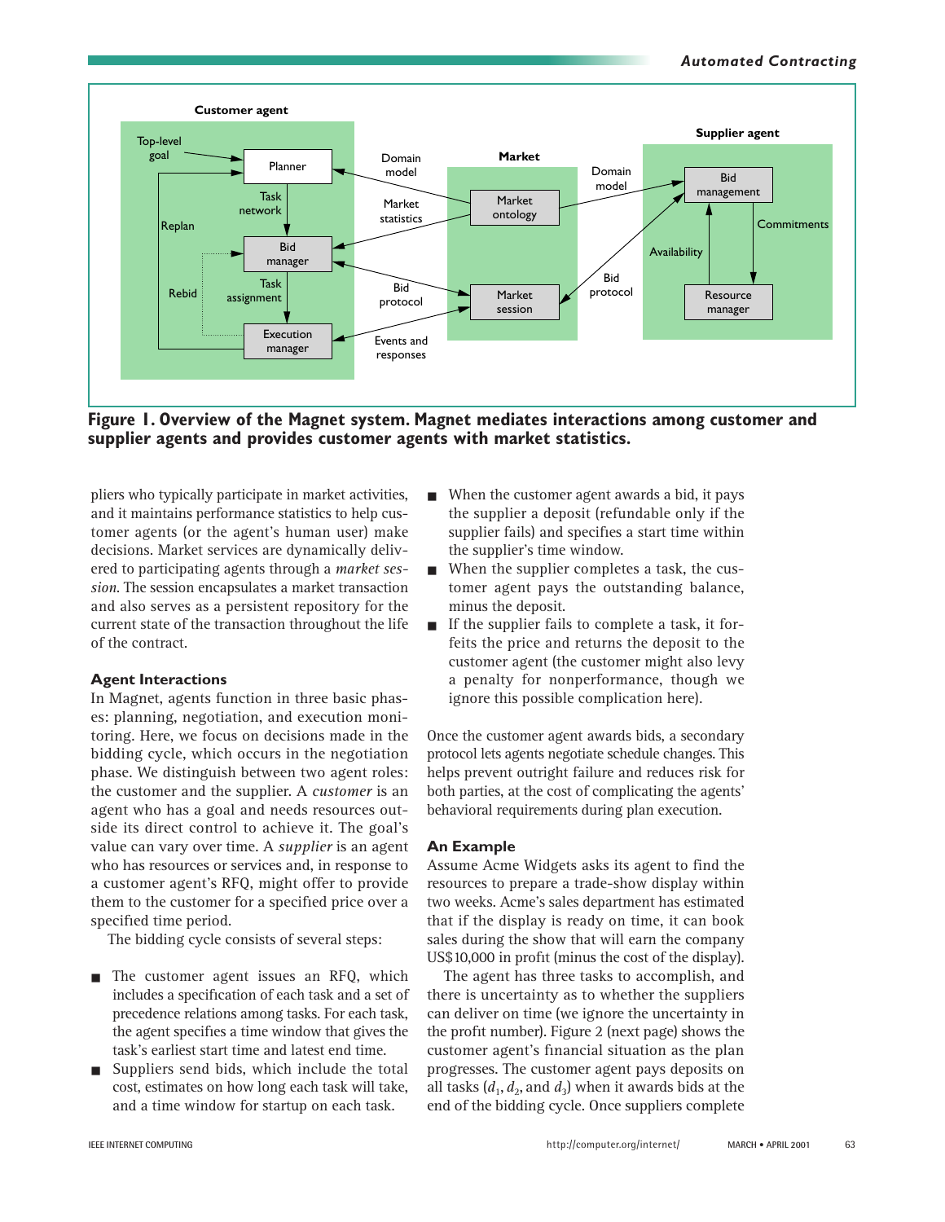Customer agent

Top-level goal

Planner

Task network

Bid manager

Task assignment

Execution manager

Replan

Rebid

Domain model

Market statistics

Bid protocol

Events and responses

Market

Market ontology

Market session

Domain model

Bid protocol

Supplier agent

Bid management

Commitments

Availability

Resource manager

**Figure 1. Overview of the Magnet system. Magnet mediates interactions among customer and supplier agents and provides customer agents with market statistics.**

pliers who typically participate in market activities, and it maintains performance statistics to help customer agents (or the agent's human user) make decisions. Market services are dynamically delivered to participating agents through a *market session*. The session encapsulates a market transaction and also serves as a persistent repository for the current state of the transaction throughout the life of the contract.

### Agent Interactions

In Magnet, agents function in three basic phases: planning, negotiation, and execution monitoring. Here, we focus on decisions made in the bidding cycle, which occurs in the negotiation phase. We distinguish between two agent roles: the customer and the supplier. A *customer* is an agent who has a goal and needs resources outside its direct control to achieve it. The goal's value can vary over time. A *supplier* is an agent who has resources or services and, in response to a customer agent's RFQ, might offer to provide them to the customer for a specified price over a specified time period.

The bidding cycle consists of several steps:

- The customer agent issues an RFQ, which includes a specification of each task and a set of precedence relations among tasks. For each task, the agent specifies a time window that gives the task's earliest start time and latest end time.
- Suppliers send bids, which include the total cost, estimates on how long each task will take, and a time window for startup on each task.
- When the customer agent awards a bid, it pays the supplier a deposit (refundable only if the supplier fails) and specifies a start time within the supplier's time window.
- When the supplier completes a task, the customer agent pays the outstanding balance, minus the deposit.
- If the supplier fails to complete a task, it forfeits the price and returns the deposit to the customer agent (the customer might also levy a penalty for nonperformance, though we ignore this possible complication here).

Once the customer agent awards bids, a secondary protocol lets agents negotiate schedule changes. This helps prevent outright failure and reduces risk for both parties, at the cost of complicating the agents' behavioral requirements during plan execution.

### An Example

Assume Acme Widgets asks its agent to find the resources to prepare a trade-show display within two weeks. Acme's sales department has estimated that if the display is ready on time, it can book sales during the show that will earn the company US$10,000 in profit (minus the cost of the display).

The agent has three tasks to accomplish, and there is uncertainty as to whether the suppliers can deliver on time (we ignore the uncertainty in the profit number). Figure 2 (next page) shows the customer agent's financial situation as the plan progresses. The customer agent pays deposits on all tasks ($d_1$, $d_2$, and $d_3$) when it awards bids at the end of the bidding cycle. Once suppliers complete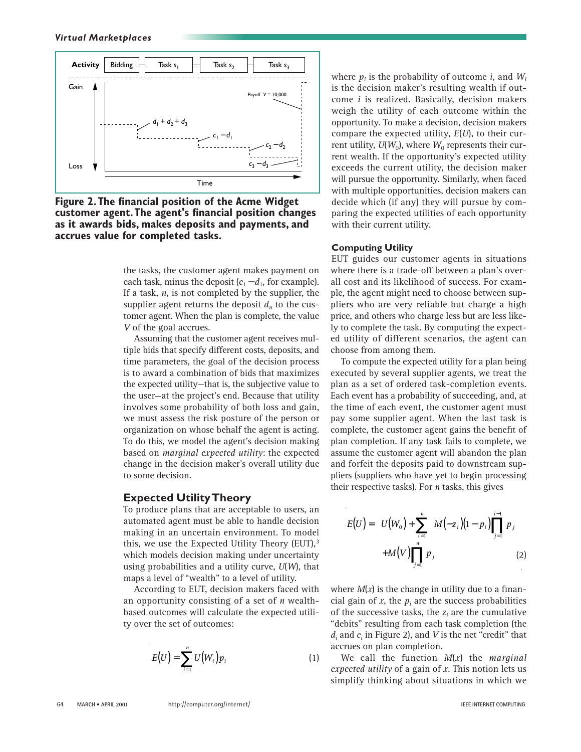**Figure 2. The financial position of the Acme Widget customer agent. The agent's financial position changes as it awards bids, makes deposits and payments, and accrues value for completed tasks.**

the tasks, the customer agent makes payment on each task, minus the deposit ($c_1 - d_1$, for example). If a task, $n$, is not completed by the supplier, the supplier agent returns the deposit $d_n$ to the customer agent. When the plan is complete, the value $V$ of the goal accrues.

Assuming that the customer agent receives multiple bids that specify different costs, deposits, and time parameters, the goal of the decision process is to award a combination of bids that maximizes the expected utility—that is, the subjective value to the user—at the project's end. Because that utility involves some probability of both loss and gain, we must assess the risk posture of the person or organization on whose behalf the agent is acting. To do this, we model the agent's decision making based on *marginal expected utility*: the expected change in the decision maker's overall utility due to some decision.

## Expected Utility Theory

To produce plans that are acceptable to users, an automated agent must be able to handle decision making in an uncertain environment. To model this, we use the Expected Utility Theory (EUT),[3] which models decision making under uncertainty using probabilities and a utility curve, $U(W)$, that maps a level of "wealth" to a level of utility.

According to EUT, decision makers faced with an opportunity consisting of a set of $n$ wealth-based outcomes will calculate the expected utility over the set of outcomes:

$$E(U) = \sum_{i=1}^{n} U(W_i) p_i \qquad (1)$$

where $p_i$ is the probability of outcome $i$, and $W_i$ is the decision maker's resulting wealth if outcome $i$ is realized. Basically, decision makers weigh the utility of each outcome within the opportunity. To make a decision, decision makers compare the expected utility, $E(U)$, to their current utility, $U(W_0)$, where $W_0$ represents their current wealth. If the opportunity's expected utility exceeds the current utility, the decision maker will pursue the opportunity. Similarly, when faced with multiple opportunities, decision makers can decide which (if any) they will pursue by comparing the expected utilities of each opportunity with their current utility.

### Computing Utility

EUT guides our customer agents in situations where there is a trade-off between a plan's overall cost and its likelihood of success. For example, the agent might need to choose between suppliers who are very reliable but charge a high price, and others who charge less but are less likely to complete the task. By computing the expected utility of different scenarios, the agent can choose from among them.

To compute the expected utility for a plan being executed by several supplier agents, we treat the plan as a set of ordered task-completion events. Each event has a probability of succeeding, and, at the time of each event, the customer agent must pay some supplier agent. When the last task is complete, the customer agent gains the benefit of plan completion. If any task fails to complete, we assume the customer agent will abandon the plan and forfeit the deposits paid to downstream suppliers (suppliers who have yet to begin processing their respective tasks). For $n$ tasks, this gives

$$E(U) = U(W_0) + \sum_{i=1}^{n} M(-z_i)(1 - p_i) \prod_{j=1}^{i-1} p_j + M(V) \prod_{j=1}^{n} p_j \qquad (2)$$

where $M(x)$ is the change in utility due to a financial gain of $x$, the $p_i$ are the success probabilities of the successive tasks, the $z_i$ are the cumulative "debits" resulting from each task completion (the $d_i$ and $c_i$ in Figure 2), and $V$ is the net "credit" that accrues on plan completion.

We call the function $M(x)$ the *marginal expected utility* of a gain of $x$. This notion lets us simplify thinking about situations in which we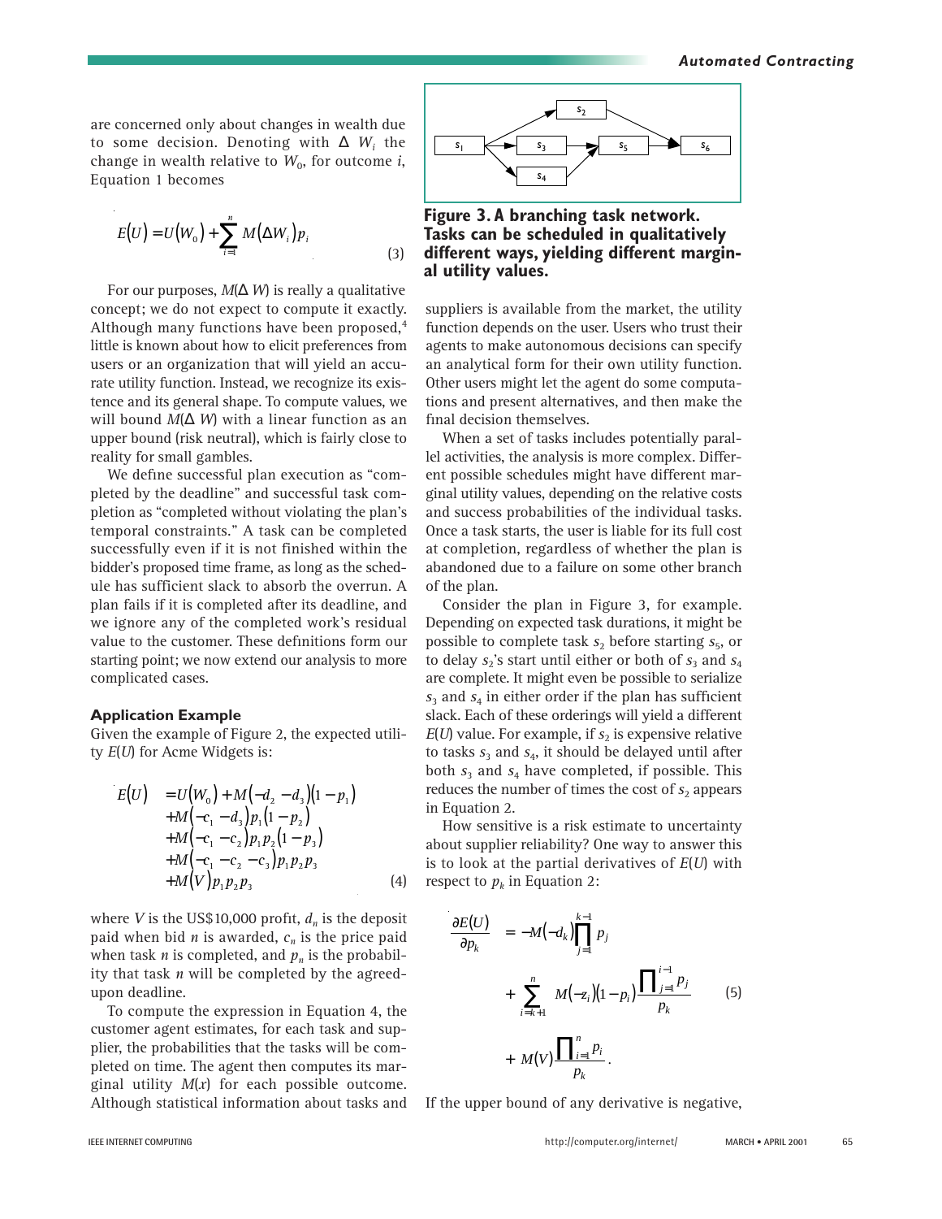are concerned only about changes in wealth due to some decision. Denoting with $\Delta W_i$ the change in wealth relative to $W_0$, for outcome $i$, Equation 1 becomes

$$E(U) = U(W_0) + \sum_{i=1}^{n} M(\Delta W_i) p_i \tag{3}$$

For our purposes, $M(\Delta W)$ is really a qualitative concept; we do not expect to compute it exactly. Although many functions have been proposed,[4] little is known about how to elicit preferences from users or an organization that will yield an accurate utility function. Instead, we recognize its existence and its general shape. To compute values, we will bound $M(\Delta W)$ with a linear function as an upper bound (risk neutral), which is fairly close to reality for small gambles.

We define successful plan execution as "completed by the deadline" and successful task completion as "completed without violating the plan's temporal constraints." A task can be completed successfully even if it is not finished within the bidder's proposed time frame, as long as the schedule has sufficient slack to absorb the overrun. A plan fails if it is completed after its deadline, and we ignore any of the completed work's residual value to the customer. These definitions form our starting point; we now extend our analysis to more complicated cases.

### Application Example

Given the example of Figure 2, the expected utility $E(U)$ for Acme Widgets is:

$$\begin{aligned} E(U) &= U(W_0) + M(-d_2 - d_3)(1 - p_1) \\ &+ M(-c_1 - d_3) p_1 (1 - p_2) \\ &+ M(-c_1 - c_2) p_1 p_2 (1 - p_3) \\ &+ M(-c_1 - c_2 - c_3) p_1 p_2 p_3 \\ &+ M(V) p_1 p_2 p_3 \end{aligned} \tag{4}$$

where $V$ is the US$10,000 profit, $d_n$ is the deposit paid when bid $n$ is awarded, $c_n$ is the price paid when task $n$ is completed, and $p_n$ is the probability that task $n$ will be completed by the agreed-upon deadline.

To compute the expression in Equation 4, the customer agent estimates, for each task and supplier, the probabilities that the tasks will be completed on time. The agent then computes its marginal utility $M(x)$ for each possible outcome. Although statistical information about tasks and suppliers is available from the market, the utility function depends on the user. Users who trust their agents to make autonomous decisions can specify an analytical form for their own utility function. Other users might let the agent do some computations and present alternatives, and then make the final decision themselves.

**Figure 3. A branching task network. Tasks can be scheduled in qualitatively different ways, yielding different marginal utility values.**

When a set of tasks includes potentially parallel activities, the analysis is more complex. Different possible schedules might have different marginal utility values, depending on the relative costs and success probabilities of the individual tasks. Once a task starts, the user is liable for its full cost at completion, regardless of whether the plan is abandoned due to a failure on some other branch of the plan.

Consider the plan in Figure 3, for example. Depending on expected task durations, it might be possible to complete task $s_2$ before starting $s_5$, or to delay $s_2$'s start until either or both of $s_3$ and $s_4$ are complete. It might even be possible to serialize $s_3$ and $s_4$ in either order if the plan has sufficient slack. Each of these orderings will yield a different $E(U)$ value. For example, if $s_2$ is expensive relative to tasks $s_3$ and $s_4$, it should be delayed until after both $s_3$ and $s_4$ have completed, if possible. This reduces the number of times the cost of $s_2$ appears in Equation 2.

How sensitive is a risk estimate to uncertainty about supplier reliability? One way to answer this is to look at the partial derivatives of $E(U)$ with respect to $p_k$ in Equation 2:

$$\begin{aligned} \frac{\partial E(U)}{\partial p_k} &= -M(-d_k) \prod_{j=1}^{k-1} p_j \\ &+ \sum_{i=k+1}^{n} M(-z_i)(1 - p_i) \frac{\prod_{j=1}^{i-1} p_j}{p_k} \\ &+ M(V) \frac{\prod_{i=1}^{n} p_i}{p_k}. \end{aligned} \tag{5}$$

If the upper bound of any derivative is negative,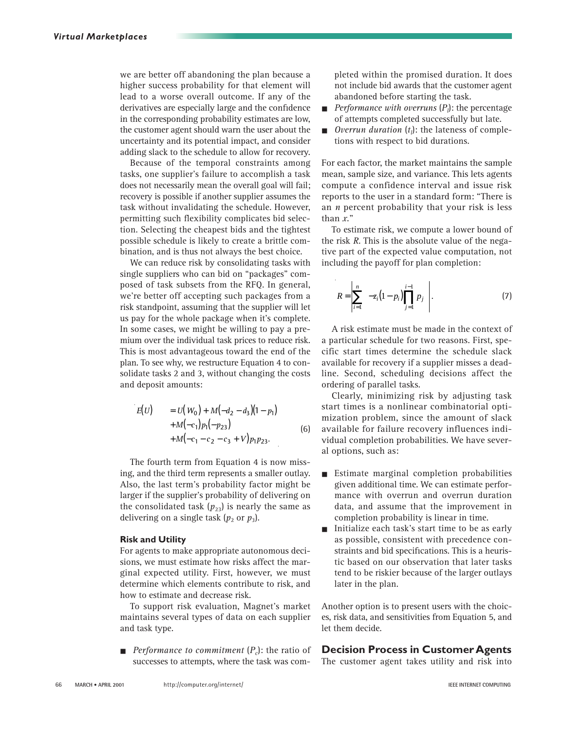we are better off abandoning the plan because a higher success probability for that element will lead to a worse overall outcome. If any of the derivatives are especially large and the confidence in the corresponding probability estimates are low, the customer agent should warn the user about the uncertainty and its potential impact, and consider adding slack to the schedule to allow for recovery.

Because of the temporal constraints among tasks, one supplier's failure to accomplish a task does not necessarily mean the overall goal will fail; recovery is possible if another supplier assumes the task without invalidating the schedule. However, permitting such flexibility complicates bid selection. Selecting the cheapest bids and the tightest possible schedule is likely to create a brittle combination, and is thus not always the best choice.

We can reduce risk by consolidating tasks with single suppliers who can bid on "packages" composed of task subsets from the RFQ. In general, we're better off accepting such packages from a risk standpoint, assuming that the supplier will let us pay for the whole package when it's complete. In some cases, we might be willing to pay a premium over the individual task prices to reduce risk. This is most advantageous toward the end of the plan. To see why, we restructure Equation 4 to consolidate tasks 2 and 3, without changing the costs and deposit amounts:

$$\begin{aligned} E(U) &= U(W_0) + M(-d_2 - d_3)(1 - p_1) \\ &+ M(-c_1)p_1(-p_{23}) \\ &+ M(-c_1 - c_2 - c_3 + V)p_1 p_{23}. \end{aligned} \tag{6}$$

The fourth term from Equation 4 is now missing, and the third term represents a smaller outlay. Also, the last term's probability factor might be larger if the supplier's probability of delivering on the consolidated task ($p_{23}$) is nearly the same as delivering on a single task ($p_2$ or $p_3$).

### Risk and Utility

For agents to make appropriate autonomous decisions, we must estimate how risks affect the marginal expected utility. First, however, we must determine which elements contribute to risk, and how to estimate and decrease risk.

To support risk evaluation, Magnet's market maintains several types of data on each supplier and task type.

- *Performance to commitment* ($P_c$): the ratio of successes to attempts, where the task was completed within the promised duration. It does not include bid awards that the customer agent abandoned before starting the task.
- *Performance with overruns* ($P_l$): the percentage of attempts completed successfully but late.
- *Overrun duration* ($t_l$): the lateness of completions with respect to bid durations.

For each factor, the market maintains the sample mean, sample size, and variance. This lets agents compute a confidence interval and issue risk reports to the user in a standard form: "There is an *n* percent probability that your risk is less than *x*."

To estimate risk, we compute a lower bound of the risk *R*. This is the absolute value of the negative part of the expected value computation, not including the payoff for plan completion:

$$R = \left| \sum_{i=1}^{n} -z_i (1 - p_i) \prod_{j=1}^{i-1} p_j \right|. \tag{7}$$

A risk estimate must be made in the context of a particular schedule for two reasons. First, specific start times determine the schedule slack available for recovery if a supplier misses a deadline. Second, scheduling decisions affect the ordering of parallel tasks.

Clearly, minimizing risk by adjusting task start times is a nonlinear combinatorial optimization problem, since the amount of slack available for failure recovery influences individual completion probabilities. We have several options, such as:

- Estimate marginal completion probabilities given additional time. We can estimate performance with overrun and overrun duration data, and assume that the improvement in completion probability is linear in time.
- Initialize each task's start time to be as early as possible, consistent with precedence constraints and bid specifications. This is a heuristic based on our observation that later tasks tend to be riskier because of the larger outlays later in the plan.

Another option is to present users with the choices, risk data, and sensitivities from Equation 5, and let them decide.

## Decision Process in Customer Agents

The customer agent takes utility and risk into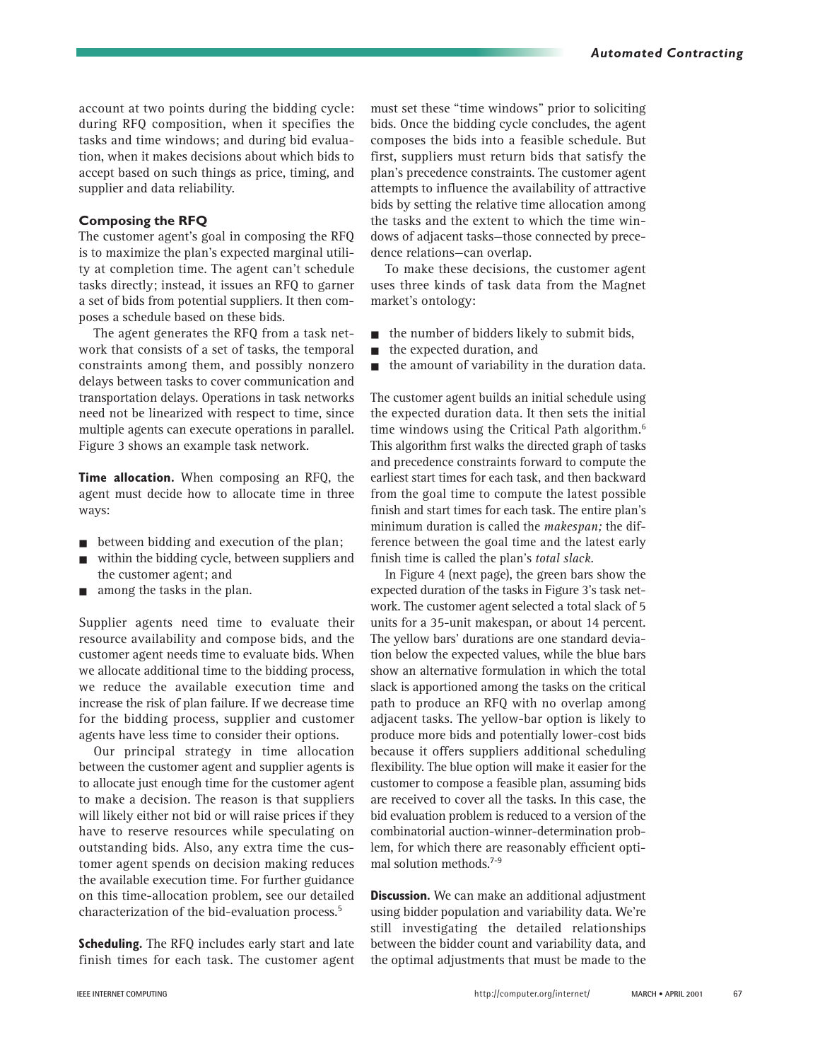account at two points during the bidding cycle: during RFQ composition, when it specifies the tasks and time windows; and during bid evaluation, when it makes decisions about which bids to accept based on such things as price, timing, and supplier and data reliability.

### Composing the RFQ

The customer agent's goal in composing the RFQ is to maximize the plan's expected marginal utility at completion time. The agent can't schedule tasks directly; instead, it issues an RFQ to garner a set of bids from potential suppliers. It then composes a schedule based on these bids.

The agent generates the RFQ from a task network that consists of a set of tasks, the temporal constraints among them, and possibly nonzero delays between tasks to cover communication and transportation delays. Operations in task networks need not be linearized with respect to time, since multiple agents can execute operations in parallel. Figure 3 shows an example task network.

**Time allocation.** When composing an RFQ, the agent must decide how to allocate time in three ways:

- between bidding and execution of the plan;
- within the bidding cycle, between suppliers and the customer agent; and
- among the tasks in the plan.

Supplier agents need time to evaluate their resource availability and compose bids, and the customer agent needs time to evaluate bids. When we allocate additional time to the bidding process, we reduce the available execution time and increase the risk of plan failure. If we decrease time for the bidding process, supplier and customer agents have less time to consider their options.

Our principal strategy in time allocation between the customer agent and supplier agents is to allocate just enough time for the customer agent to make a decision. The reason is that suppliers will likely either not bid or will raise prices if they have to reserve resources while speculating on outstanding bids. Also, any extra time the customer agent spends on decision making reduces the available execution time. For further guidance on this time-allocation problem, see our detailed characterization of the bid-evaluation process.[5]

**Scheduling.** The RFQ includes early start and late finish times for each task. The customer agent must set these "time windows" prior to soliciting bids. Once the bidding cycle concludes, the agent composes the bids into a feasible schedule. But first, suppliers must return bids that satisfy the plan's precedence constraints. The customer agent attempts to influence the availability of attractive bids by setting the relative time allocation among the tasks and the extent to which the time windows of adjacent tasks—those connected by precedence relations—can overlap.

To make these decisions, the customer agent uses three kinds of task data from the Magnet market's ontology:

- the number of bidders likely to submit bids,
- the expected duration, and
- the amount of variability in the duration data.

The customer agent builds an initial schedule using the expected duration data. It then sets the initial time windows using the Critical Path algorithm.[6] This algorithm first walks the directed graph of tasks and precedence constraints forward to compute the earliest start times for each task, and then backward from the goal time to compute the latest possible finish and start times for each task. The entire plan's minimum duration is called the *makespan;* the difference between the goal time and the latest early finish time is called the plan's *total slack.*

In Figure 4 (next page), the green bars show the expected duration of the tasks in Figure 3's task network. The customer agent selected a total slack of 5 units for a 35-unit makespan, or about 14 percent. The yellow bars' durations are one standard deviation below the expected values, while the blue bars show an alternative formulation in which the total slack is apportioned among the tasks on the critical path to produce an RFQ with no overlap among adjacent tasks. The yellow-bar option is likely to produce more bids and potentially lower-cost bids because it offers suppliers additional scheduling flexibility. The blue option will make it easier for the customer to compose a feasible plan, assuming bids are received to cover all the tasks. In this case, the bid evaluation problem is reduced to a version of the combinatorial auction-winner-determination problem, for which there are reasonably efficient optimal solution methods.[7-9]

**Discussion.** We can make an additional adjustment using bidder population and variability data. We're still investigating the detailed relationships between the bidder count and variability data, and the optimal adjustments that must be made to the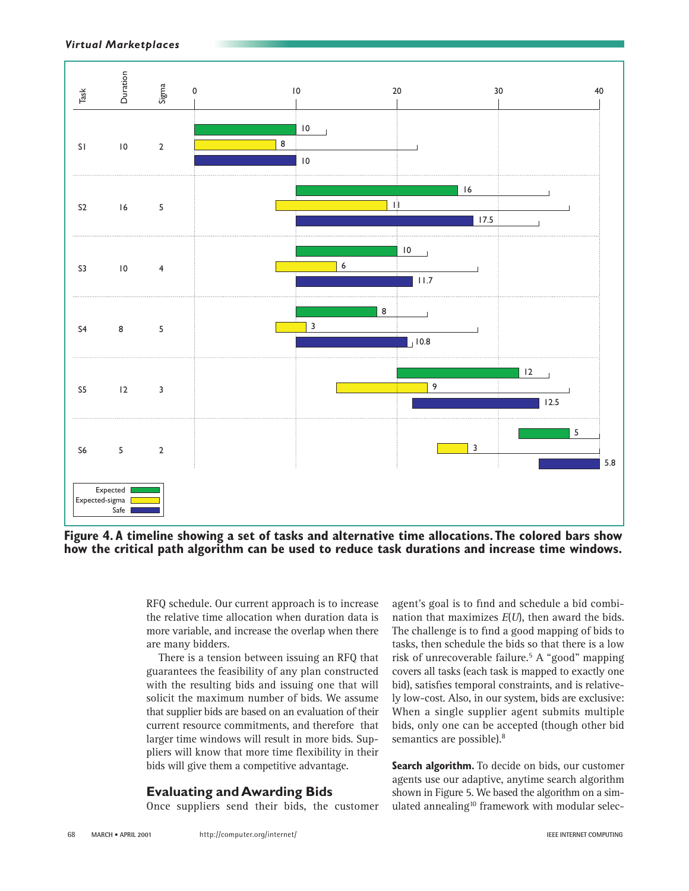Figure 4. A timeline showing a set of tasks and alternative time allocations. The colored bars show how the critical path algorithm can be used to reduce task durations and increase time windows.

RFQ schedule. Our current approach is to increase the relative time allocation when duration data is more variable, and increase the overlap when there are many bidders.

There is a tension between issuing an RFQ that guarantees the feasibility of any plan constructed with the resulting bids and issuing one that will solicit the maximum number of bids. We assume that supplier bids are based on an evaluation of their current resource commitments, and therefore that larger time windows will result in more bids. Suppliers will know that more time flexibility in their bids will give them a competitive advantage.

## Evaluating and Awarding Bids

Once suppliers send their bids, the customer agent's goal is to find and schedule a bid combination that maximizes $E(U)$, then award the bids. The challenge is to find a good mapping of bids to tasks, then schedule the bids so that there is a low risk of unrecoverable failure.[5] A "good" mapping covers all tasks (each task is mapped to exactly one bid), satisfies temporal constraints, and is relatively low-cost. Also, in our system, bids are exclusive: When a single supplier agent submits multiple bids, only one can be accepted (though other bid semantics are possible).[8]

**Search algorithm.** To decide on bids, our customer agents use our adaptive, anytime search algorithm shown in Figure 5. We based the algorithm on a simulated annealing[10] framework with modular selec-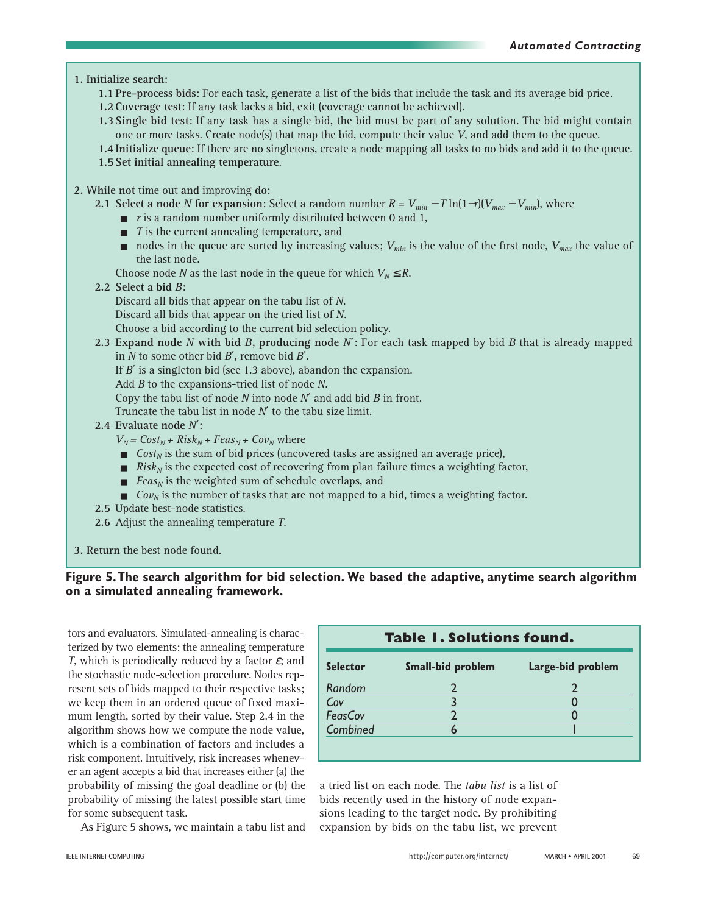1. **Initialize search**:
   - **1.1 Pre-process bids**: For each task, generate a list of the bids that include the task and its average bid price.
   - **1.2 Coverage test**: If any task lacks a bid, exit (coverage cannot be achieved).
   - **1.3 Single bid test**: If any task has a single bid, the bid must be part of any solution. The bid might contain one or more tasks. Create node(s) that map the bid, compute their value $V$, and add them to the queue.
   - **1.4 Initialize queue**: If there are no singletons, create a node mapping all tasks to no bids and add it to the queue.
   - **1.5 Set initial annealing temperature**.

2. **While not** time out **and** improving **do**:
   - **2.1 Select a node $N$ for expansion**: Select a random number $R = V_{min} - T \ln(1-r)(V_{max} - V_{min})$, where
     - $r$ is a random number uniformly distributed between 0 and 1,
     - $T$ is the current annealing temperature, and
     - nodes in the queue are sorted by increasing values; $V_{min}$ is the value of the first node, $V_{max}$ the value of the last node.

     Choose node $N$ as the last node in the queue for which $V_N \leq R$.
   - **2.2 Select a bid $B$**:
     Discard all bids that appear on the tabu list of $N$.
     Discard all bids that appear on the tried list of $N$.
     Choose a bid according to the current bid selection policy.
   - **2.3 Expand node $N$ with bid $B$, producing node $N'$**: For each task mapped by bid $B$ that is already mapped in $N$ to some other bid $B'$, remove bid $B'$.
     If $B'$ is a singleton bid (see 1.3 above), abandon the expansion.
     Add $B$ to the expansions-tried list of node $N$.
     Copy the tabu list of node $N$ into node $N'$ and add bid $B$ in front.
     Truncate the tabu list in node $N'$ to the tabu size limit.
   - **2.4 Evaluate node $N'$**:
     $V_N = Cost_N + Risk_N + Feas_N + Cov_N$ where
     - $Cost_N$ is the sum of bid prices (uncovered tasks are assigned an average price),
     - $Risk_N$ is the expected cost of recovering from plan failure times a weighting factor,
     - $Feas_N$ is the weighted sum of schedule overlaps, and
     - $Cov_N$ is the number of tasks that are not mapped to a bid, times a weighting factor.
   - **2.5** Update best-node statistics.
   - **2.6** Adjust the annealing temperature $T$.

3. **Return** the best node found.

**Figure 5. The search algorithm for bid selection. We based the adaptive, anytime search algorithm on a simulated annealing framework.**

tors and evaluators. Simulated-annealing is characterized by two elements: the annealing temperature $T$, which is periodically reduced by a factor $\varepsilon$; and the stochastic node-selection procedure. Nodes represent sets of bids mapped to their respective tasks; we keep them in an ordered queue of fixed maximum length, sorted by their value. Step 2.4 in the algorithm shows how we compute the node value, which is a combination of factors and includes a risk component. Intuitively, risk increases whenever an agent accepts a bid that increases either (a) the probability of missing the goal deadline or (b) the probability of missing the latest possible start time for some subsequent task.

As Figure 5 shows, we maintain a tabu list and a tried list on each node. The *tabu list* is a list of bids recently used in the history of node expansions leading to the target node. By prohibiting expansion by bids on the tabu list, we prevent

**Table 1. Solutions found.**

| Selector | Small-bid problem | Large-bid problem |
|---|---|---|
| *Random* | 2 | 2 |
| *Cov* | 3 | 0 |
| *FeasCov* | 2 | 0 |
| *Combined* | 6 | 1 |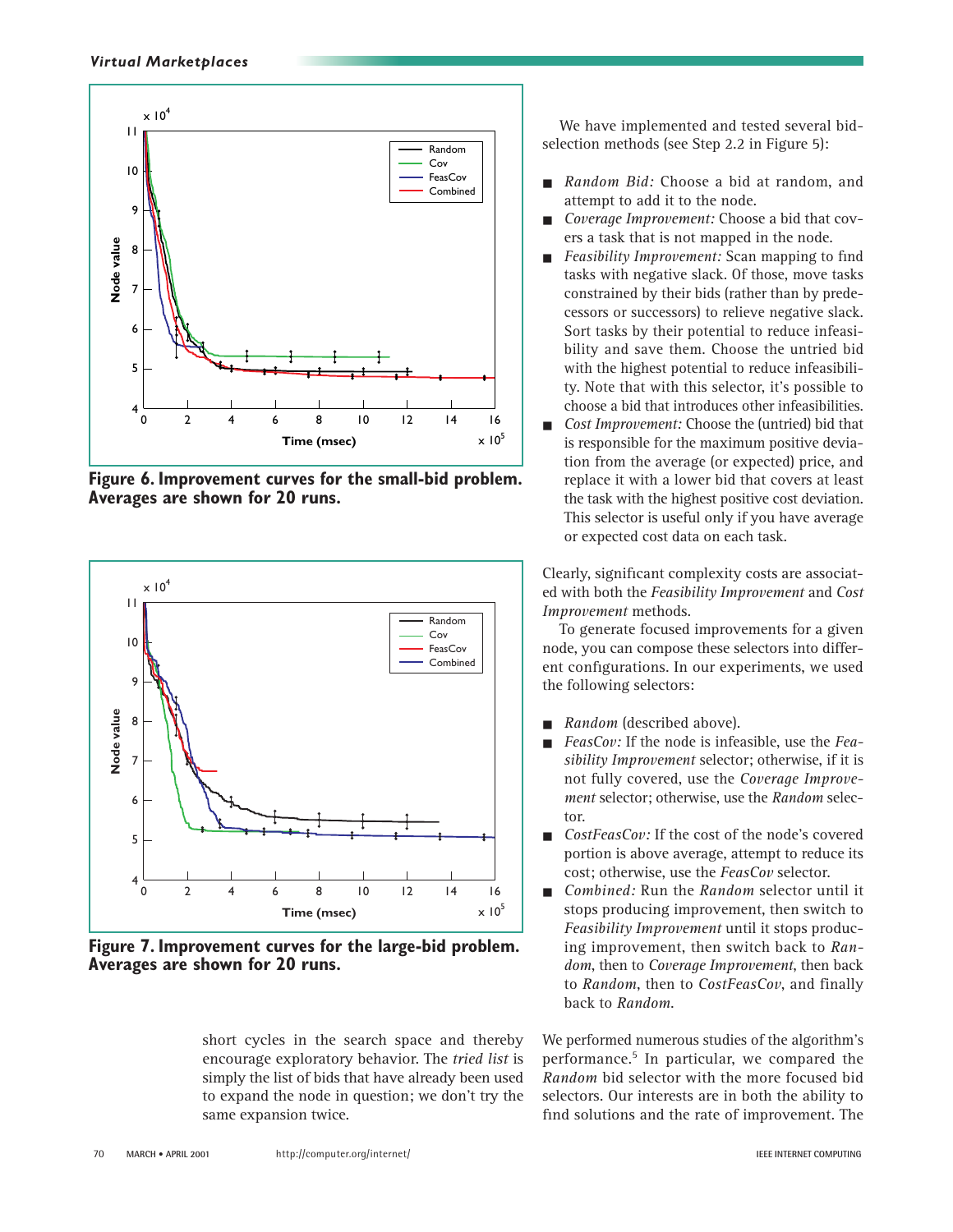Figure 6. Improvement curves for the small-bid problem. Averages are shown for 20 runs.

Figure 7. Improvement curves for the large-bid problem. Averages are shown for 20 runs.

short cycles in the search space and thereby encourage exploratory behavior. The *tried list* is simply the list of bids that have already been used to expand the node in question; we don't try the same expansion twice.

We have implemented and tested several bid-selection methods (see Step 2.2 in Figure 5):

- *Random Bid:* Choose a bid at random, and attempt to add it to the node.
- *Coverage Improvement:* Choose a bid that covers a task that is not mapped in the node.
- *Feasibility Improvement:* Scan mapping to find tasks with negative slack. Of those, move tasks constrained by their bids (rather than by predecessors or successors) to relieve negative slack. Sort tasks by their potential to reduce infeasibility and save them. Choose the untried bid with the highest potential to reduce infeasibility. Note that with this selector, it's possible to choose a bid that introduces other infeasibilities.
- *Cost Improvement:* Choose the (untried) bid that is responsible for the maximum positive deviation from the average (or expected) price, and replace it with a lower bid that covers at least the task with the highest positive cost deviation. This selector is useful only if you have average or expected cost data on each task.

Clearly, significant complexity costs are associated with both the *Feasibility Improvement* and *Cost Improvement* methods.

To generate focused improvements for a given node, you can compose these selectors into different configurations. In our experiments, we used the following selectors:

- *Random* (described above).
- *FeasCov:* If the node is infeasible, use the *Feasibility Improvement* selector; otherwise, if it is not fully covered, use the *Coverage Improvement* selector; otherwise, use the *Random* selector.
- *CostFeasCov:* If the cost of the node's covered portion is above average, attempt to reduce its cost; otherwise, use the *FeasCov* selector.
- *Combined:* Run the *Random* selector until it stops producing improvement, then switch to *Feasibility Improvement* until it stops producing improvement, then switch back to *Random*, then to *Coverage Improvement*, then back to *Random*, then to *CostFeasCov*, and finally back to *Random*.

We performed numerous studies of the algorithm's performance.[5] In particular, we compared the *Random* bid selector with the more focused bid selectors. Our interests are in both the ability to find solutions and the rate of improvement. The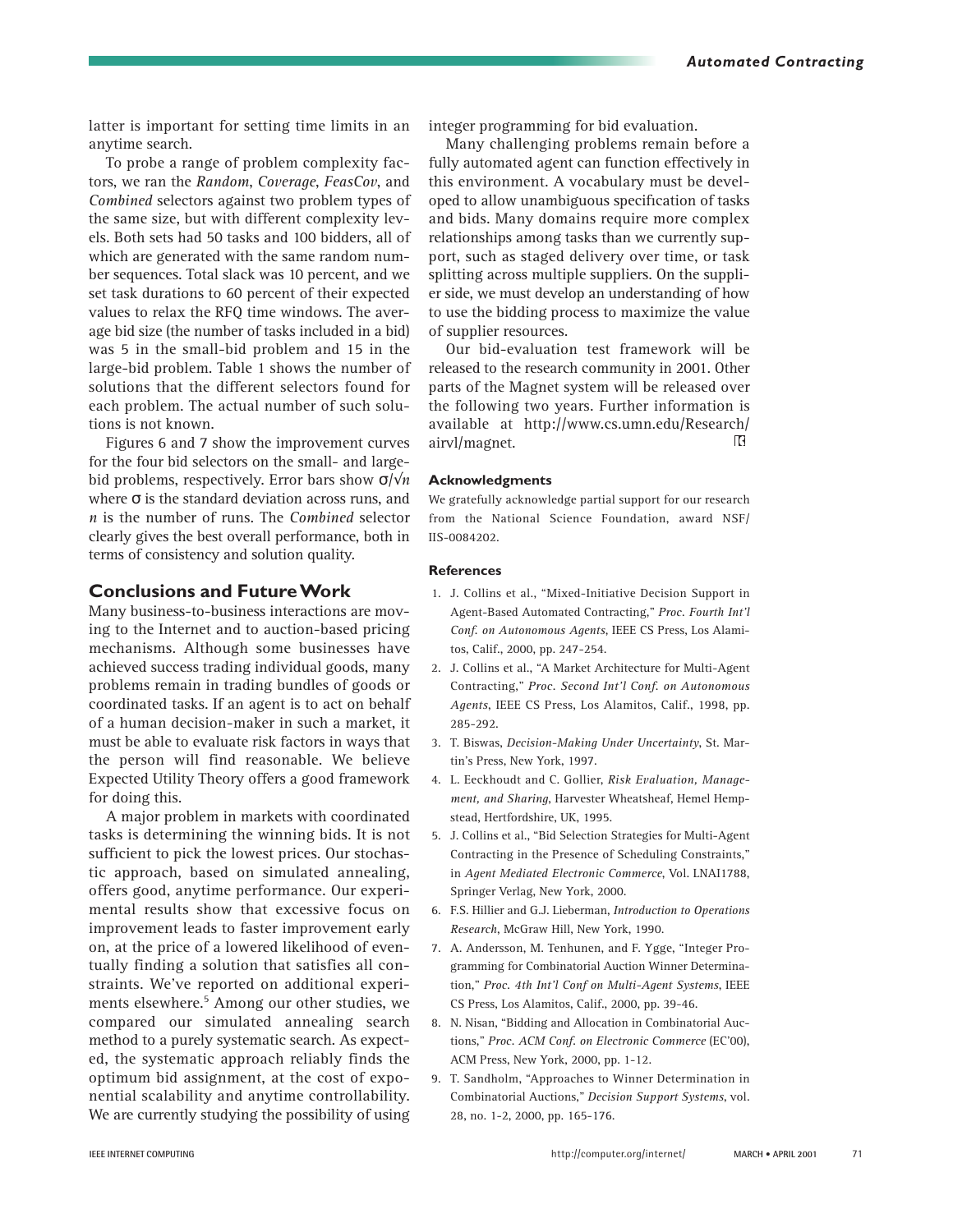latter is important for setting time limits in an anytime search.

To probe a range of problem complexity factors, we ran the *Random*, *Coverage*, *FeasCov*, and *Combined* selectors against two problem types of the same size, but with different complexity levels. Both sets had 50 tasks and 100 bidders, all of which are generated with the same random number sequences. Total slack was 10 percent, and we set task durations to 60 percent of their expected values to relax the RFQ time windows. The average bid size (the number of tasks included in a bid) was 5 in the small-bid problem and 15 in the large-bid problem. Table 1 shows the number of solutions that the different selectors found for each problem. The actual number of such solutions is not known.

Figures 6 and 7 show the improvement curves for the four bid selectors on the small- and large-bid problems, respectively. Error bars show $\sigma/\sqrt{n}$ where $\sigma$ is the standard deviation across runs, and $n$ is the number of runs. The *Combined* selector clearly gives the best overall performance, both in terms of consistency and solution quality.

## Conclusions and Future Work

Many business-to-business interactions are moving to the Internet and to auction-based pricing mechanisms. Although some businesses have achieved success trading individual goods, many problems remain in trading bundles of goods or coordinated tasks. If an agent is to act on behalf of a human decision-maker in such a market, it must be able to evaluate risk factors in ways that the person will find reasonable. We believe Expected Utility Theory offers a good framework for doing this.

A major problem in markets with coordinated tasks is determining the winning bids. It is not sufficient to pick the lowest prices. Our stochastic approach, based on simulated annealing, offers good, anytime performance. Our experimental results show that excessive focus on improvement leads to faster improvement early on, at the price of a lowered likelihood of eventually finding a solution that satisfies all constraints. We've reported on additional experiments elsewhere.[5] Among our other studies, we compared our simulated annealing search method to a purely systematic search. As expected, the systematic approach reliably finds the optimum bid assignment, at the cost of exponential scalability and anytime controllability. We are currently studying the possibility of using integer programming for bid evaluation.

Many challenging problems remain before a fully automated agent can function effectively in this environment. A vocabulary must be developed to allow unambiguous specification of tasks and bids. Many domains require more complex relationships among tasks than we currently support, such as staged delivery over time, or task splitting across multiple suppliers. On the supplier side, we must develop an understanding of how to use the bidding process to maximize the value of supplier resources.

Our bid-evaluation test framework will be released to the research community in 2001. Other parts of the Magnet system will be released over the following two years. Further information is available at http://www.cs.umn.edu/Research/airvl/magnet.

#### Acknowledgments

We gratefully acknowledge partial support for our research from the National Science Foundation, award NSF/IIS-0084202.

#### References

1. J. Collins et al., "Mixed-Initiative Decision Support in Agent-Based Automated Contracting," *Proc. Fourth Int'l Conf. on Autonomous Agents*, IEEE CS Press, Los Alamitos, Calif., 2000, pp. 247-254.
2. J. Collins et al., "A Market Architecture for Multi-Agent Contracting," *Proc. Second Int'l Conf. on Autonomous Agents*, IEEE CS Press, Los Alamitos, Calif., 1998, pp. 285-292.
3. T. Biswas, *Decision-Making Under Uncertainty*, St. Martin's Press, New York, 1997.
4. L. Eeckhoudt and C. Gollier, *Risk Evaluation, Management, and Sharing*, Harvester Wheatsheaf, Hemel Hempstead, Hertfordshire, UK, 1995.
5. J. Collins et al., "Bid Selection Strategies for Multi-Agent Contracting in the Presence of Scheduling Constraints," in *Agent Mediated Electronic Commerce*, Vol. LNAI1788, Springer Verlag, New York, 2000.
6. F.S. Hillier and G.J. Lieberman, *Introduction to Operations Research*, McGraw Hill, New York, 1990.
7. A. Andersson, M. Tenhunen, and F. Ygge, "Integer Programming for Combinatorial Auction Winner Determination," *Proc. 4th Int'l Conf on Multi-Agent Systems*, IEEE CS Press, Los Alamitos, Calif., 2000, pp. 39-46.
8. N. Nisan, "Bidding and Allocation in Combinatorial Auctions," *Proc. ACM Conf. on Electronic Commerce* (EC'00), ACM Press, New York, 2000, pp. 1-12.
9. T. Sandholm, "Approaches to Winner Determination in Combinatorial Auctions," *Decision Support Systems*, vol. 28, no. 1-2, 2000, pp. 165-176.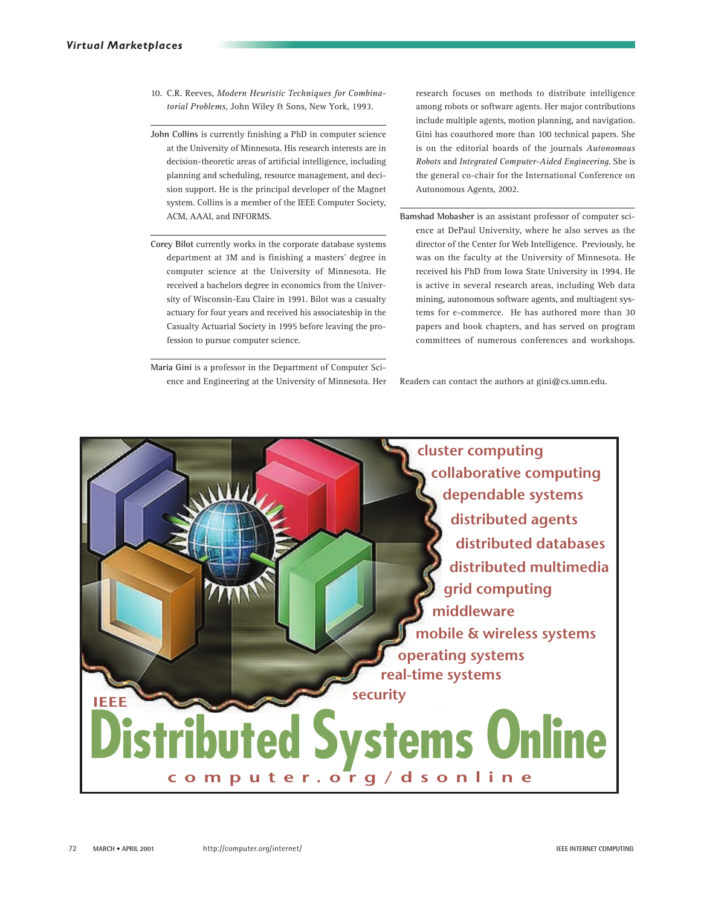10. C.R. Reeves, *Modern Heuristic Techniques for Combinatorial Problems*, John Wiley & Sons, New York, 1993.

**John Collins** is currently finishing a PhD in computer science at the University of Minnesota. His research interests are in decision-theoretic areas of artificial intelligence, including planning and scheduling, resource management, and decision support. He is the principal developer of the Magnet system. Collins is a member of the IEEE Computer Society, ACM, AAAI, and INFORMS.

**Corey Bilot** currently works in the corporate database systems department at 3M and is finishing a masters' degree in computer science at the University of Minnesota. He received a bachelors degree in economics from the University of Wisconsin-Eau Claire in 1991. Bilot was a casualty actuary for four years and received his associateship in the Casualty Actuarial Society in 1995 before leaving the profession to pursue computer science.

**Maria Gini** is a professor in the Department of Computer Science and Engineering at the University of Minnesota. Her research focuses on methods to distribute intelligence among robots or software agents. Her major contributions include multiple agents, motion planning, and navigation. Gini has coauthored more than 100 technical papers. She is on the editorial boards of the journals *Autonomous Robots* and *Integrated Computer-Aided Engineering*. She is the general co-chair for the International Conference on Autonomous Agents, 2002.

**Bamshad Mobasher** is an assistant professor of computer science at DePaul University, where he also serves as the director of the Center for Web Intelligence. Previously, he was on the faculty at the University of Minnesota. He received his PhD from Iowa State University in 1994. He is active in several research areas, including Web data mining, autonomous software agents, and multiagent systems for e-commerce. He has authored more than 30 papers and book chapters, and has served on program committees of numerous conferences and workshops.

Readers can contact the authors at gini@cs.umn.edu.

cluster computing
collaborative computing
dependable systems
distributed agents
distributed databases
distributed multimedia
grid computing
middleware
mobile & wireless systems
operating systems
real-time systems
security

IEEE
Distributed Systems Online
computer.org/dsonline